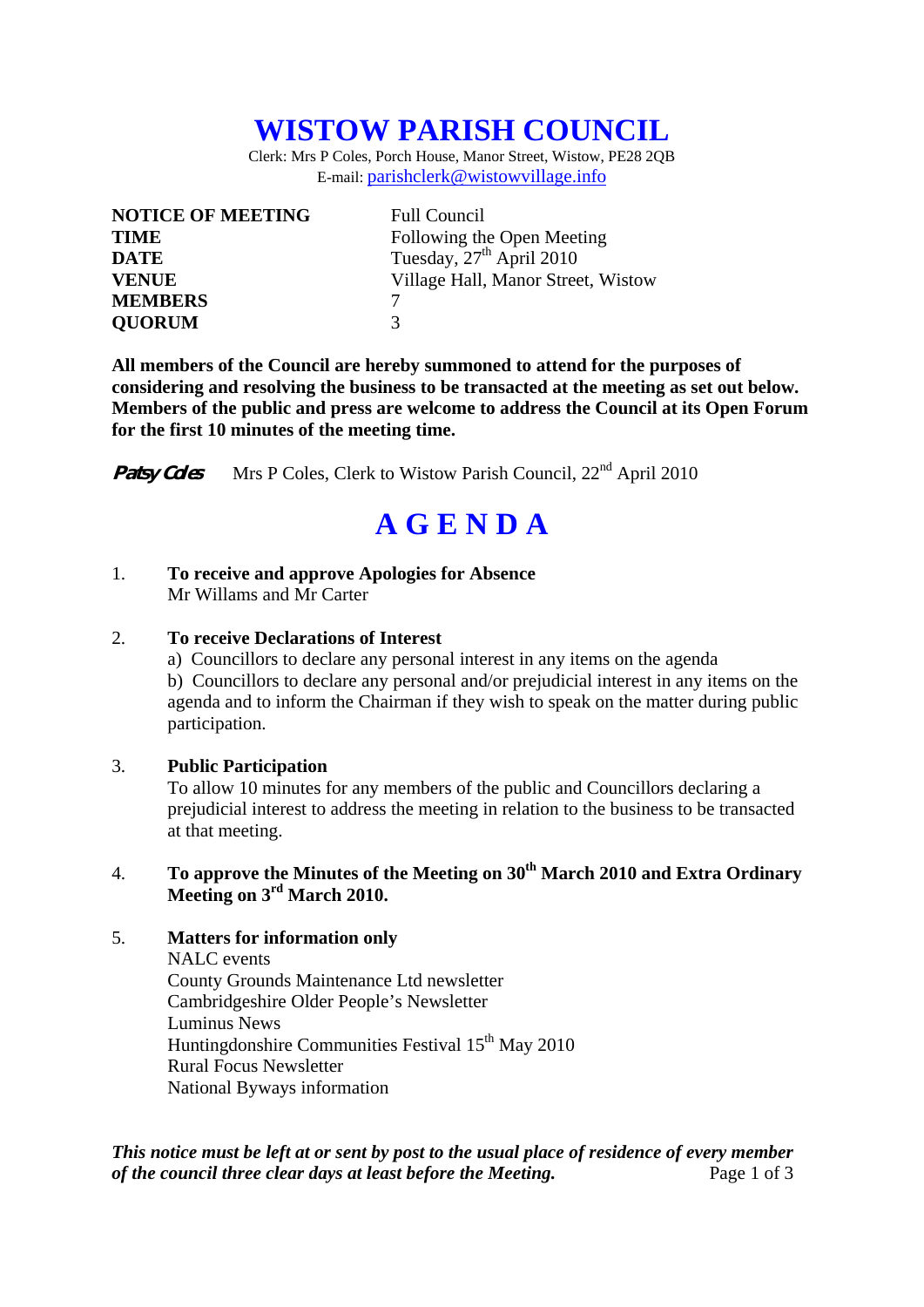# WISTOW PARISH COUNCIL

Clerk: Mrs P Coles, Porch House, Manor Street, Wistow, PE28 2QB
E-mail: parishclerk@wistowvillage.info

| | |
|---|---|
| **NOTICE OF MEETING** | Full Council |
| **TIME** | Following the Open Meeting |
| **DATE** | Tuesday, 27th April 2010 |
| **VENUE** | Village Hall, Manor Street, Wistow |
| **MEMBERS** | 7 |
| **QUORUM** | 3 |

**All members of the Council are hereby summoned to attend for the purposes of considering and resolving the business to be transacted at the meeting as set out below. Members of the public and press are welcome to address the Council at its Open Forum for the first 10 minutes of the meeting time.**

*Patsy Coles* Mrs P Coles, Clerk to Wistow Parish Council, 22nd April 2010

# A G E N D A

1. **To receive and approve Apologies for Absence**
   Mr Willams and Mr Carter

2. **To receive Declarations of Interest**
   a) Councillors to declare any personal interest in any items on the agenda
   b) Councillors to declare any personal and/or prejudicial interest in any items on the agenda and to inform the Chairman if they wish to speak on the matter during public participation.

3. **Public Participation**
   To allow 10 minutes for any members of the public and Councillors declaring a prejudicial interest to address the meeting in relation to the business to be transacted at that meeting.

4. **To approve the Minutes of the Meeting on 30th March 2010 and Extra Ordinary Meeting on 3rd March 2010.**

5. **Matters for information only**
   NALC events
   County Grounds Maintenance Ltd newsletter
   Cambridgeshire Older People's Newsletter
   Luminus News
   Huntingdonshire Communities Festival 15th May 2010
   Rural Focus Newsletter
   National Byways information

***This notice must be left at or sent by post to the usual place of residence of every member of the council three clear days at least before the Meeting.***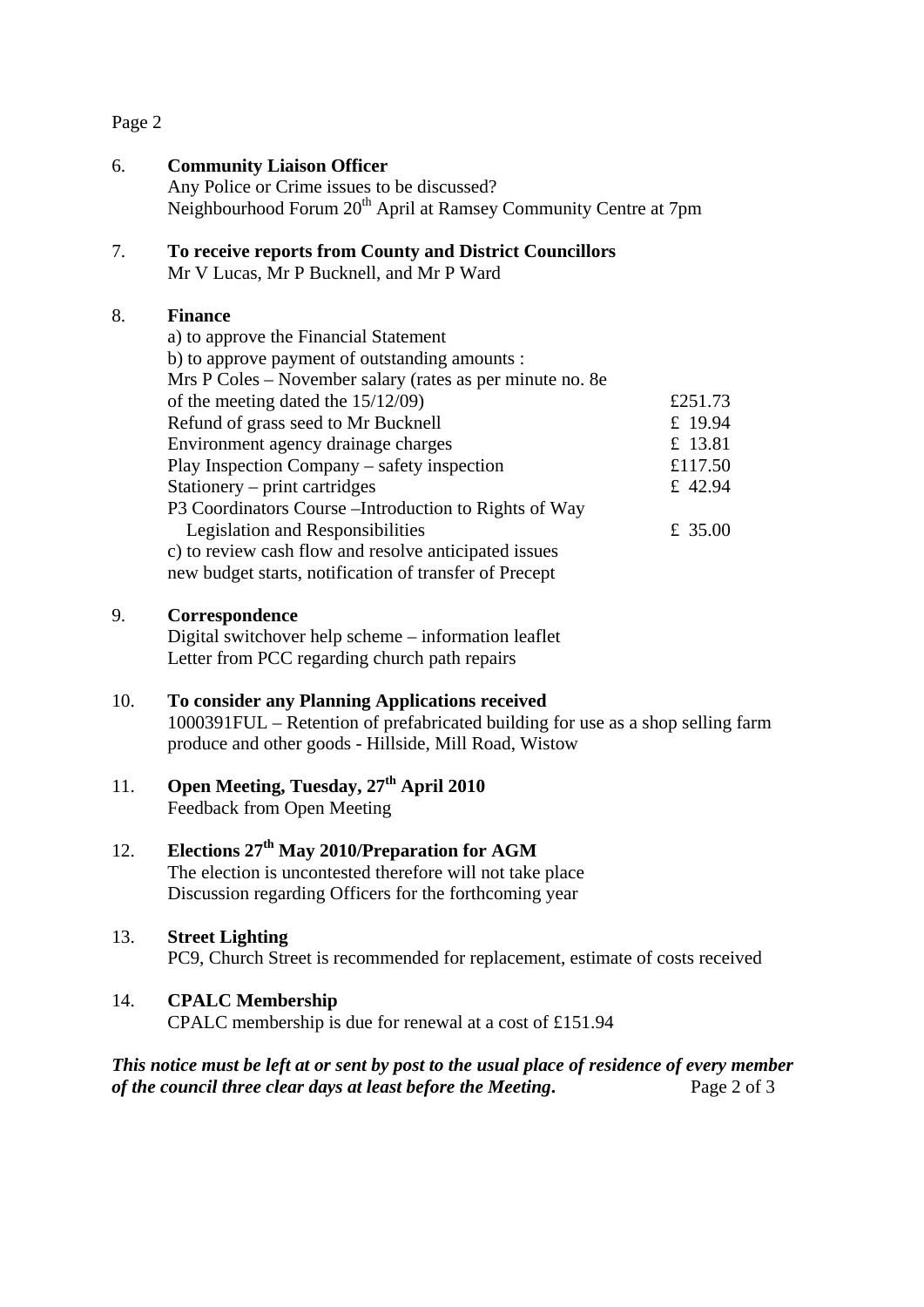6. **Community Liaison Officer**
   Any Police or Crime issues to be discussed?
   Neighbourhood Forum 20th April at Ramsey Community Centre at 7pm

7. **To receive reports from County and District Councillors**
   Mr V Lucas, Mr P Bucknell, and Mr P Ward

8. **Finance**
   a) to approve the Financial Statement
   b) to approve payment of outstanding amounts :

| | |
|---|---|
| Mrs P Coles – November salary (rates as per minute no. 8e of the meeting dated the 15/12/09) | £251.73 |
| Refund of grass seed to Mr Bucknell | £ 19.94 |
| Environment agency drainage charges | £ 13.81 |
| Play Inspection Company – safety inspection | £117.50 |
| Stationery – print cartridges | £ 42.94 |
| P3 Coordinators Course –Introduction to Rights of Way Legislation and Responsibilities | £ 35.00 |

   c) to review cash flow and resolve anticipated issues
   new budget starts, notification of transfer of Precept

9. **Correspondence**
   Digital switchover help scheme – information leaflet
   Letter from PCC regarding church path repairs

10. **To consider any Planning Applications received**
    1000391FUL – Retention of prefabricated building for use as a shop selling farm produce and other goods - Hillside, Mill Road, Wistow

11. **Open Meeting, Tuesday, 27th April 2010**
    Feedback from Open Meeting

12. **Elections 27th May 2010/Preparation for AGM**
    The election is uncontested therefore will not take place
    Discussion regarding Officers for the forthcoming year

13. **Street Lighting**
    PC9, Church Street is recommended for replacement, estimate of costs received

14. **CPALC Membership**
    CPALC membership is due for renewal at a cost of £151.94

***This notice must be left at or sent by post to the usual place of residence of every member of the council three clear days at least before the Meeting.***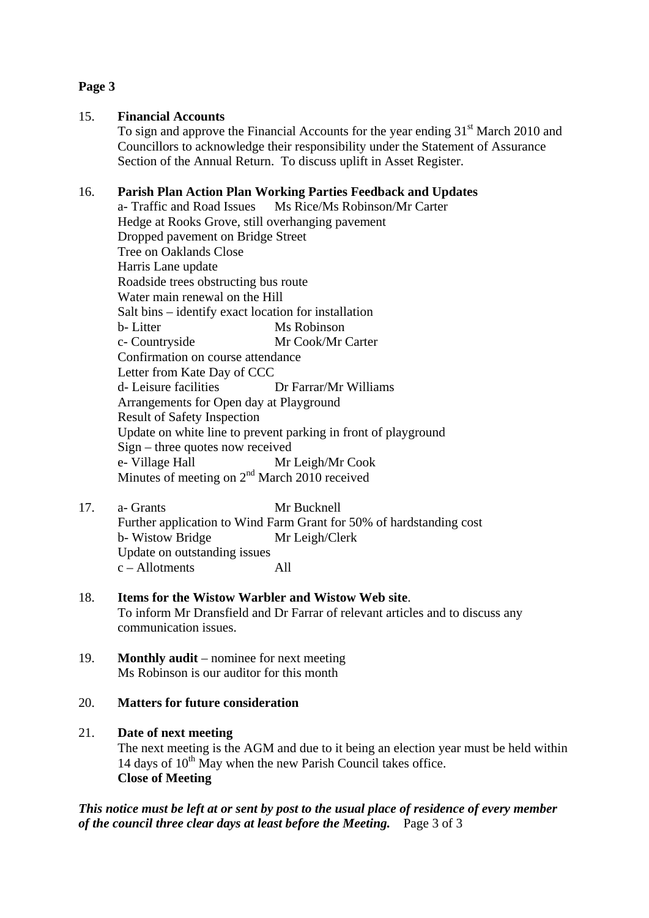**Page 3**

15. **Financial Accounts**
    To sign and approve the Financial Accounts for the year ending 31st March 2010 and Councillors to acknowledge their responsibility under the Statement of Assurance Section of the Annual Return. To discuss uplift in Asset Register.

16. **Parish Plan Action Plan Working Parties Feedback and Updates**
    a- Traffic and Road Issues Ms Rice/Ms Robinson/Mr Carter
    Hedge at Rooks Grove, still overhanging pavement
    Dropped pavement on Bridge Street
    Tree on Oaklands Close
    Harris Lane update
    Roadside trees obstructing bus route
    Water main renewal on the Hill
    Salt bins – identify exact location for installation
    b- Litter Ms Robinson
    c- Countryside Mr Cook/Mr Carter
    Confirmation on course attendance
    Letter from Kate Day of CCC
    d- Leisure facilities Dr Farrar/Mr Williams
    Arrangements for Open day at Playground
    Result of Safety Inspection
    Update on white line to prevent parking in front of playground
    Sign – three quotes now received
    e- Village Hall Mr Leigh/Mr Cook
    Minutes of meeting on 2nd March 2010 received

17. a- Grants Mr Bucknell
    Further application to Wind Farm Grant for 50% of hardstanding cost
    b- Wistow Bridge Mr Leigh/Clerk
    Update on outstanding issues
    c – Allotments All

18. **Items for the Wistow Warbler and Wistow Web site**.
    To inform Mr Dransfield and Dr Farrar of relevant articles and to discuss any communication issues.

19. **Monthly audit** – nominee for next meeting
    Ms Robinson is our auditor for this month

20. **Matters for future consideration**

21. **Date of next meeting**
    The next meeting is the AGM and due to it being an election year must be held within 14 days of 10th May when the new Parish Council takes office.
    **Close of Meeting**

***This notice must be left at or sent by post to the usual place of residence of every member of the council three clear days at least before the Meeting.***